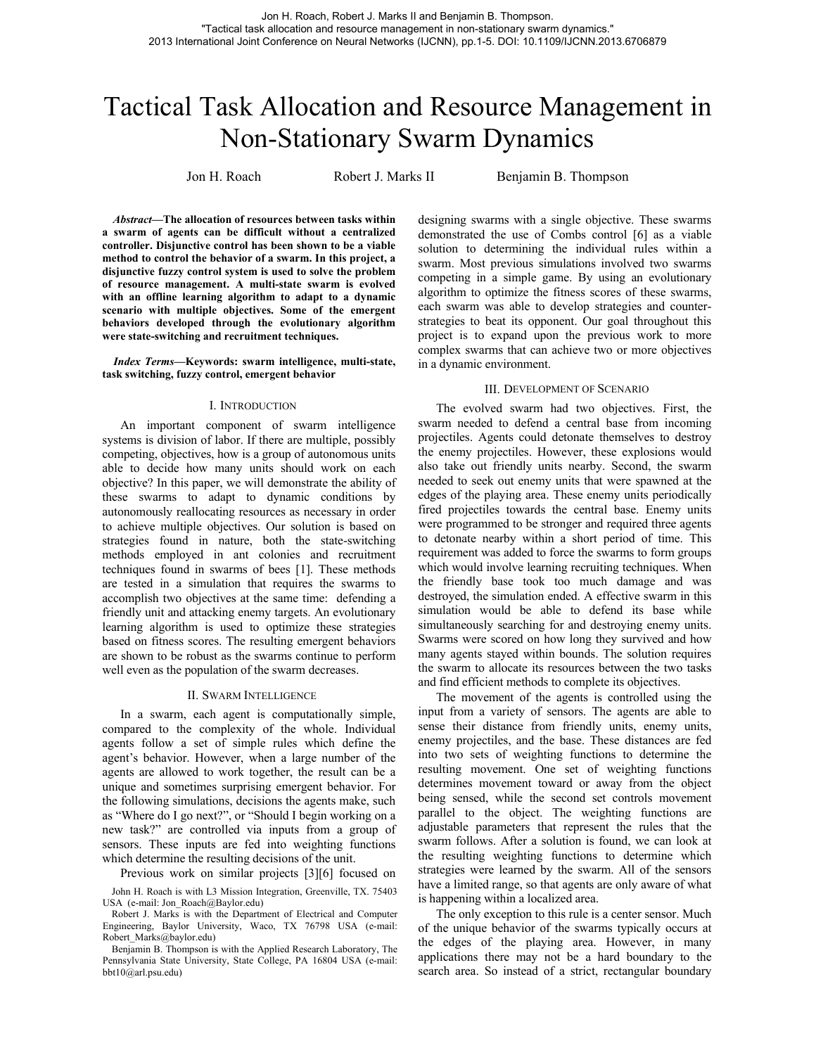Jon H. Roach, Robert J. Marks II and Benjamin B. Thompson.
"Tactical task allocation and resource management in non-stationary swarm dynamics."
2013 International Joint Conference on Neural Networks (IJCNN), pp.1-5. DOI: 10.1109/IJCNN.2013.6706879

# Tactical Task Allocation and Resource Management in Non-Stationary Swarm Dynamics

Jon H. Roach Robert J. Marks II Benjamin B. Thompson

***Abstract*—The allocation of resources between tasks within a swarm of agents can be difficult without a centralized controller. Disjunctive control has been shown to be a viable method to control the behavior of a swarm. In this project, a disjunctive fuzzy control system is used to solve the problem of resource management. A multi-state swarm is evolved with an offline learning algorithm to adapt to a dynamic scenario with multiple objectives. Some of the emergent behaviors developed through the evolutionary algorithm were state-switching and recruitment techniques.**

***Index Terms*—Keywords: swarm intelligence, multi-state, task switching, fuzzy control, emergent behavior**

## I. Introduction

An important component of swarm intelligence systems is division of labor. If there are multiple, possibly competing, objectives, how is a group of autonomous units able to decide how many units should work on each objective? In this paper, we will demonstrate the ability of these swarms to adapt to dynamic conditions by autonomously reallocating resources as necessary in order to achieve multiple objectives. Our solution is based on strategies found in nature, both the state-switching methods employed in ant colonies and recruitment techniques found in swarms of bees [1]. These methods are tested in a simulation that requires the swarms to accomplish two objectives at the same time: defending a friendly unit and attacking enemy target. An evolutionary learning algorithm is used to optimize these strategies based on fitness scores. The resulting emergent behaviors are shown to be robust as the swarms continue to perform well even as the population of the swarm decreases.

## II. Swarm Intelligence

In a swarm, each agent is computationally simple, compared to the complexity of the whole. Individual agents follow a set of simple rules which define the agent's behavior. However, when a large number of the agents are allowed to work together, the result can be a unique and sometimes surprising emergent behavior. For the following simulations, decisions the agents make, such as "Where do I go next?", or "Should I begin working on a new task?" are controlled via inputs from a group of sensors. These inputs are fed into weighting functions which determine the resulting decisions of the unit.

Previous work on similar projects [3][6] focused on designing swarms with a single objective. These swarms demonstrated the use of Combs control [6] as a viable solution to determining the individual rules within a swarm. Most previous simulations involved two swarms competing in a simple game. By using an evolutionary algorithm to optimize the fitness scores of these swarms, each swarm was able to develop strategies and counter-strategies to beat its opponent. Our goal throughout this project is to expand upon the previous work to more complex swarms that can achieve two or more objectives in a dynamic environment.

## III. Development of Scenario

The evolved swarm had two objectives. First, the swarm needed to defend a central base from incoming projectiles. Agents could detonate themselves to destroy the enemy projectiles. However, these explosions would also take out friendly units nearby. Second, the swarm needed to seek out enemy units that were spawned at the edges of the playing area. These enemy units periodically fired projectiles towards the central base. Enemy units were programmed to be stronger and required three agents to detonate nearby within a short period of time. This requirement was added to force the swarms to form groups which would involve learning recruiting techniques. When the friendly base took too much damage and was destroyed, the simulation ended. A effective swarm in this simulation would be able to defend its base while simultaneously searching for and destroying enemy units. Swarms were scored on how long they survived and how many agents stayed within bounds. The solution requires the swarm to allocate its resources between the two tasks and find efficient methods to complete its objectives.

The movement of the agents is controlled using the input from a variety of sensors. The agents are able to sense their distance from friendly units, enemy units, enemy projectiles, and the base. These distances are fed into two sets of weighting functions to determine the resulting movement. One set of weighting functions determines movement toward or away from the object being sensed, while the second set controls movement parallel to the object. The weighting functions are adjustable parameters that represent the rules that the swarm follows. After a solution is found, we can look at the resulting weighting functions to determine which strategies were learned by the swarm. All of the sensors have a limited range, so that agents are only aware of what is happening within a localized area.

The only exception to this rule is a center sensor. Much of the unique behavior of the swarms typically occurs at the edges of the playing area. However, in many applications there may not be a hard boundary to the search area. So instead of a strict, rectangular boundary

John H. Roach is with L3 Mission Integration, Greenville, TX. 75403 USA (e-mail: Jon_Roach@Baylor.edu)

Robert J. Marks is with the Department of Electrical and Computer Engineering, Baylor University, Waco, TX 76798 USA (e-mail: Robert_Marks@baylor.edu)

Benjamin B. Thompson is with the Applied Research Laboratory, The Pennsylvania State University, State College, PA 16804 USA (e-mail: bbt10@arl.psu.edu)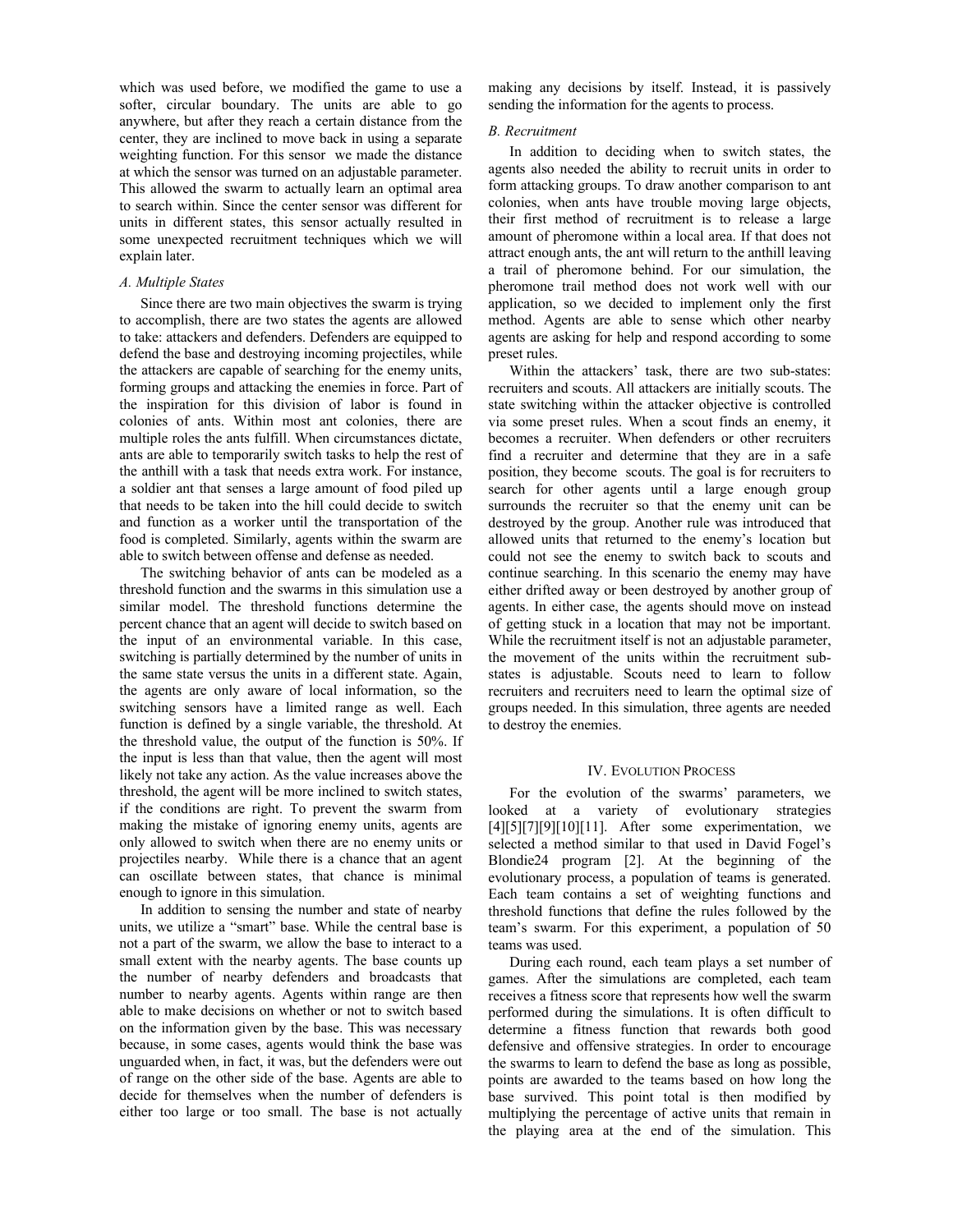which was used before, we modified the game to use a softer, circular boundary. The units are able to go anywhere, but after they reach a certain distance from the center, they are inclined to move back in using a separate weighting function. For this sensor we made the distance at which the sensor was turned on an adjustable parameter. This allowed the swarm to actually learn an optimal area to search within. Since the center sensor was different for units in different states, this sensor actually resulted in some unexpected recruitment techniques which we will explain later.

### *A. Multiple States*

Since there are two main objectives the swarm is trying to accomplish, there are two states the agents are allowed to take: attackers and defenders. Defenders are equipped to defend the base and destroying incoming projectiles, while the attackers are capable of searching for the enemy units, forming groups and attacking the enemies in force. Part of the inspiration for this division of labor is found in colonies of ants. Within most ant colonies, there are multiple roles the ants fulfill. When circumstances dictate, ants are able to temporarily switch tasks to help the rest of the anthill with a task that needs extra work. For instance, a soldier ant that senses a large amount of food piled up that needs to be taken into the hill could decide to switch and function as a worker until the transportation of the food is completed. Similarly, agents within the swarm are able to switch between offense and defense as needed.

The switching behavior of ants can be modeled as a threshold function and the swarms in this simulation use a similar model. The threshold functions determine the percent chance that an agent will decide to switch based on the input of an environmental variable. In this case, switching is partially determined by the number of units in the same state versus the units in a different state. Again, the agents are only aware of local information, so the switching sensors have a limited range as well. Each function is defined by a single variable, the threshold. At the threshold value, the output of the function is 50%. If the input is less than that value, then the agent will most likely not take any action. As the value increases above the threshold, the agent will be more inclined to switch states, if the conditions are right. To prevent the swarm from making the mistake of ignoring enemy units, agents are only allowed to switch when there are no enemy units or projectiles nearby. While there is a chance that an agent can oscillate between states, that chance is minimal enough to ignore in this simulation.

In addition to sensing the number and state of nearby units, we utilize a "smart" base. While the central base is not a part of the swarm, we allow the base to interact to a small extent with the nearby agents. The base counts up the number of nearby defenders and broadcasts that number to nearby agents. Agents within range are then able to make decisions on whether or not to switch based on the information given by the base. This was necessary because, in some cases, agents would think the base was unguarded when, in fact, it was, but the defenders were out of range on the other side of the base. Agents are able to decide for themselves when the number of defenders is either too large or too small. The base is not actually making any decisions by itself. Instead, it is passively sending the information for the agents to process.

### *B. Recruitment*

In addition to deciding when to switch states, the agents also needed the ability to recruit units in order to form attacking groups. To draw another comparison to ant colonies, when ants have trouble moving large objects, their first method of recruitment is to release a large amount of pheromone within a local area. If that does not attract enough ants, the ant will return to the anthill leaving a trail of pheromone behind. For our simulation, the pheromone trail method does not work well with our application, so we decided to implement only the first method. Agents are able to sense which other nearby agents are asking for help and respond according to some preset rules.

Within the attackers' task, there are two sub-states: recruiters and scouts. All attackers are initially scouts. The state switching within the attacker objective is controlled via some preset rules. When a scout finds an enemy, it becomes a recruiter. When defenders or other recruiters find a recruiter and determine that they are in a safe position, they become scouts. The goal is for recruiters to search for other agents until a large enough group surrounds the recruiter so that the enemy unit can be destroyed by the group. Another rule was introduced that allowed units that returned to the enemy's location but could not see the enemy to switch back to scouts and continue searching. In this scenario the enemy may have either drifted away or been destroyed by another group of agents. In either case, the agents should move on instead of getting stuck in a location that may not be important. While the recruitment itself is not an adjustable parameter, the movement of the units within the recruitment sub-states is adjustable. Scouts need to learn to follow recruiters and recruiters need to learn the optimal size of groups needed. In this simulation, three agents are needed to destroy the enemies.

## IV. Evolution Process

For the evolution of the swarms' parameters, we looked at a variety of evolutionary strategies [4][5][7][9][10][11]. After some experimentation, we selected a method similar to that used in David Fogel's Blondie24 program [2]. At the beginning of the evolutionary process, a population of teams is generated. Each team contains a set of weighting functions and threshold functions that define the rules followed by the team's swarm. For this experiment, a population of 50 teams was used.

During each round, each team plays a set number of games. After the simulations are completed, each team receives a fitness score that represents how well the swarm performed during the simulations. It is often difficult to determine a fitness function that rewards both good defensive and offensive strategies. In order to encourage the swarms to learn to defend the base as long as possible, points are awarded to the teams based on how long the base survived. This point total is then modified by multiplying the percentage of active units that remain in the playing area at the end of the simulation. This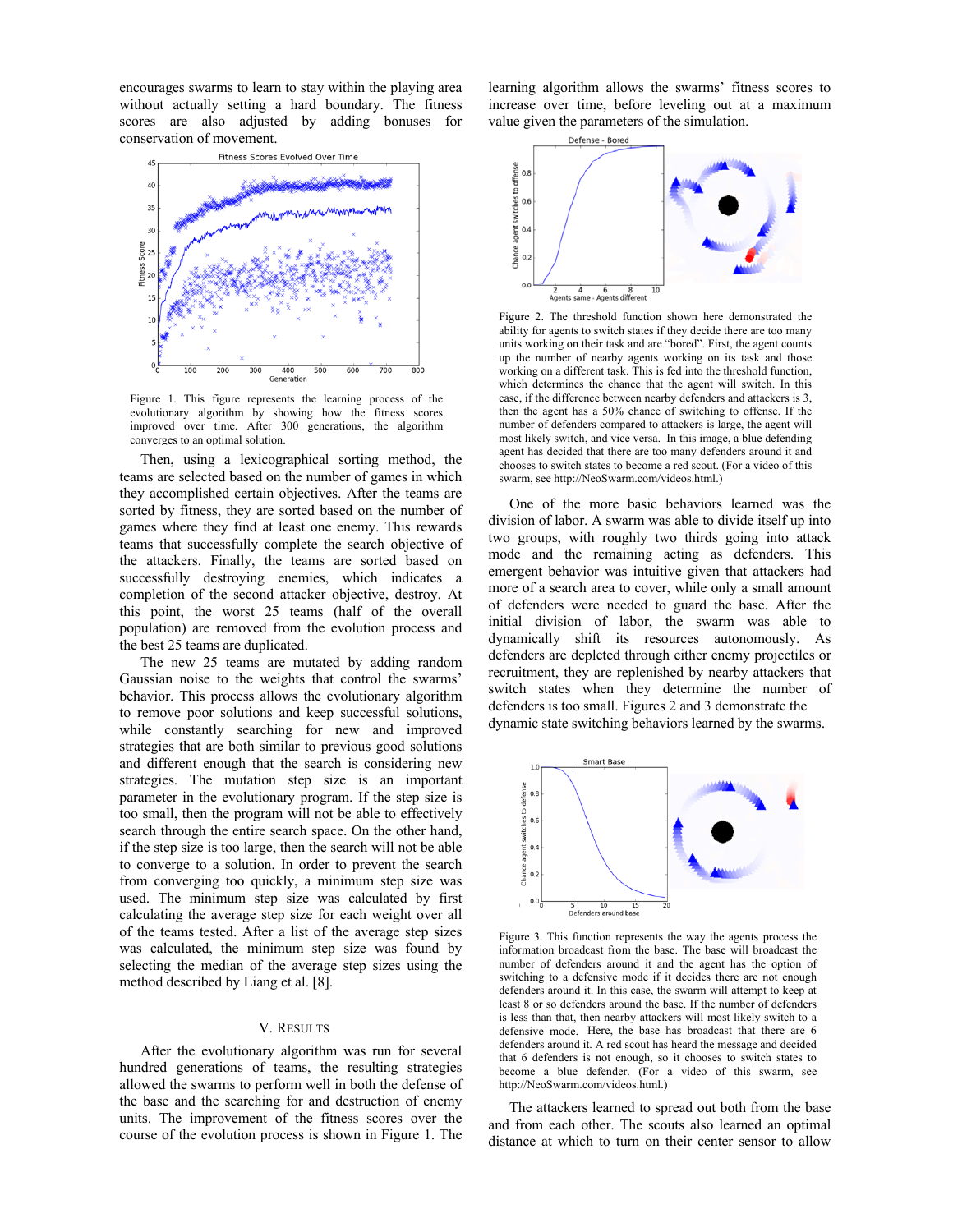encourages swarms to learn to stay within the playing area without actually setting a hard boundary. The fitness scores are also adjusted by adding bonuses for conservation of movement.

Figure 1. This figure represents the learning process of the evolutionary algorithm by showing how the fitness scores improved over time. After 300 generations, the algorithm converges to an optimal solution.

Then, using a lexicographical sorting method, the teams are selected based on the number of games in which they accomplished certain objectives. After the teams are sorted by fitness, they are sorted based on the number of games where they find at least one enemy. This rewards teams that successfully complete the search objective of the attackers. Finally, the teams are sorted based on successfully destroying enemies, which indicates a completion of the second attacker objective, destroy. At this point, the worst 25 teams (half of the overall population) are removed from the evolution process and the best 25 teams are duplicated.

The new 25 teams are mutated by adding random Gaussian noise to the weights that control the swarms' behavior. This process allows the evolutionary algorithm to remove poor solutions and keep successful solutions, while constantly searching for new and improved strategies that are both similar to previous good solutions and different enough that the search is considering new strategies. The mutation step size is an important parameter in the evolutionary program. If the step size is too small, then the program will not be able to effectively search through the entire search space. On the other hand, if the step size is too large, then the search will not be able to converge to a solution. In order to prevent the search from converging too quickly, a minimum step size was used. The minimum step size was calculated by first calculating the average step size for each weight over all of the teams tested. After a list of the average step sizes was calculated, the minimum step size was found by selecting the median of the average step sizes using the method described by Liang et al. [8].

## V. Results

After the evolutionary algorithm was run for several hundred generations of teams, the resulting strategies allowed the swarms to perform well in both the defense of the base and the searching for and destruction of enemy units. The improvement of the fitness scores over the course of the evolution process is shown in Figure 1. The learning algorithm allows the swarms' fitness scores to increase over time, before leveling out at a maximum value given the parameters of the simulation.

Figure 2. The threshold function shown here demonstrated the ability for agents to switch states if they decide there are too many units working on their task and are "bored". First, the agent counts up the number of nearby agents working on its task and those working on a different task. This is fed into the threshold function, which determines the chance that the agent will switch. In this case, if the difference between nearby defenders and attackers is 3, then the agent has a 50% chance of switching to offense. If the number of defenders compared to attackers is large, the agent will most likely switch, and vice versa. In this image, a blue defending agent has decided that there are too many defenders around it and chooses to switch states to become a red scout. (For a video of this swarm, see http://NeoSwarm.com/videos.html.)

One of the more basic behaviors learned was the division of labor. A swarm was able to divide itself up into two groups, with roughly two thirds going into attack mode and the remaining acting as defenders. This emergent behavior was intuitive given that attackers had more of a search area to cover, while only a small amount of defenders were needed to guard the base. After the initial division of labor, the swarm was able to dynamically shift its resources autonomously. As defenders are depleted through either enemy projectiles or recruitment, they are replenished by nearby attackers that switch states when they determine the number of defenders is too small. Figures 2 and 3 demonstrate the dynamic state switching behaviors learned by the swarms.

Figure 3. This function represents the way the agents process the information broadcast from the base. The base will broadcast the number of defenders around it and the agent has the option of switching to a defensive mode if it decides there are not enough defenders around it. In this case, the swarm will attempt to keep at least 8 or so defenders around the base. If the number of defenders is less than that, then nearby attackers will most likely switch to a defensive mode. Here, the base has broadcast that there are 6 defenders around it. A red scout has heard the message and decided that 6 defenders is not enough, so it chooses to switch states to become a blue defender. (For a video of this swarm, see http://NeoSwarm.com/videos.html.)

The attackers learned to spread out both from the base and from each other. The scouts also learned an optimal distance at which to turn on their center sensor to allow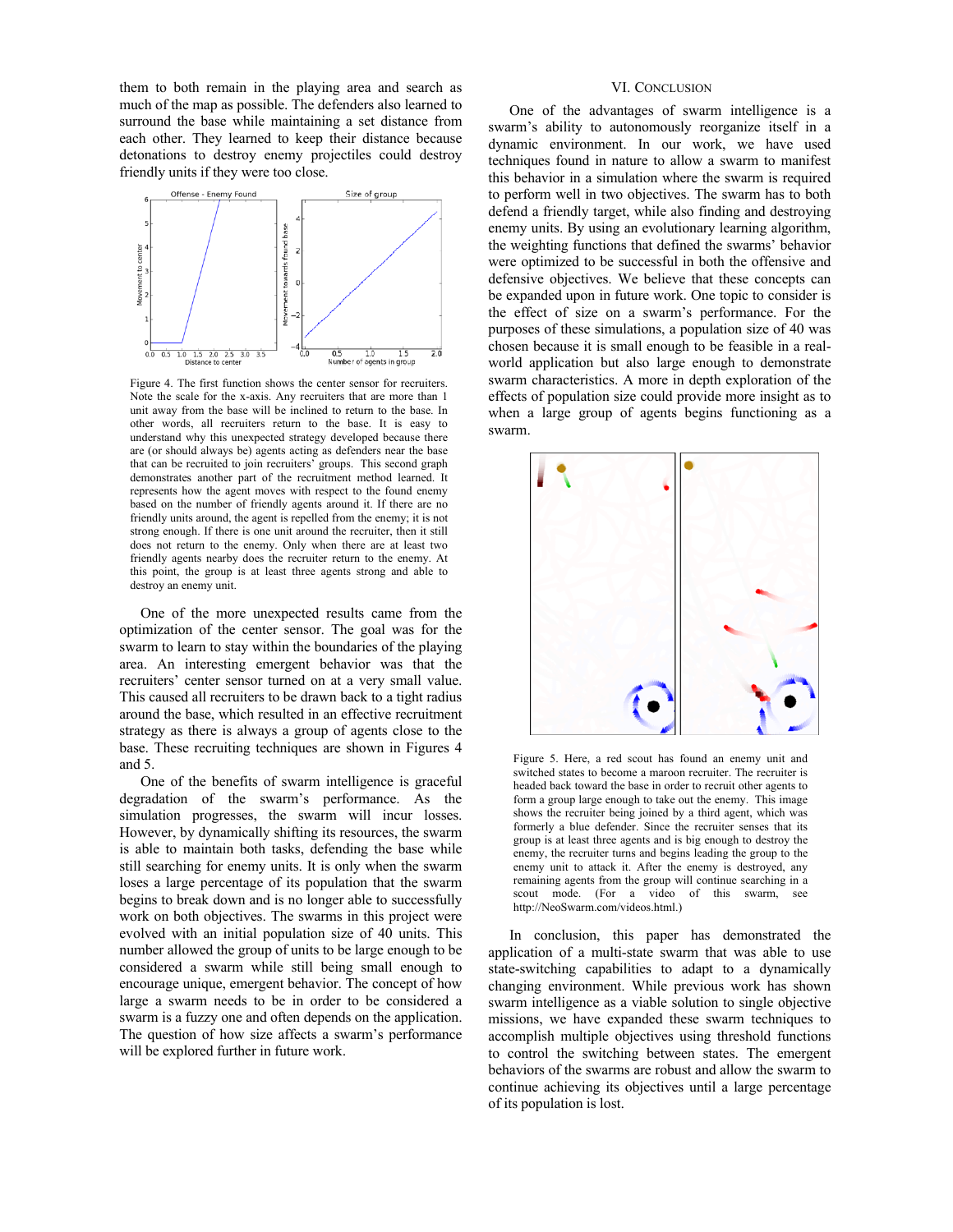them to both remain in the playing area and search as much of the map as possible. The defenders also learned to surround the base while maintaining a set distance from each other. They learned to keep their distance because detonations to destroy enemy projectiles could destroy friendly units if they were too close.

Offense - Enemy Found

Movement to center

Distance to center

Size of group

Movement towards found base

Number of agents in group

Figure 4. The first function shows the center sensor for recruiters. Note the scale for the x-axis. Any recruiters that are more than 1 unit away from the base will be inclined to return to the base. In other words, all recruiters return to the base. It is easy to understand why this unexpected strategy developed because there are (or should always be) agents acting as defenders near the base that can be recruited to join recruiters' groups. This second graph demonstrates another part of the recruitment method learned. It represents how the agent moves with respect to the found enemy based on the number of friendly agents around it. If there are no friendly units around, the agent is repelled from the enemy; it is not strong enough. If there is one unit around the recruiter, then it still does not return to the enemy. Only when there are at least two friendly agents nearby does the recruiter return to the enemy. At this point, the group is at least three agents strong and able to destroy an enemy unit.

One of the more unexpected results came from the optimization of the center sensor. The goal was for the swarm to learn to stay within the boundaries of the playing area. An interesting emergent behavior was that the recruiters' center sensor turned on at a very small value. This caused all recruiters to be drawn back to a tight radius around the base, which resulted in an effective recruitment strategy as there is always a group of agents close to the base. These recruiting techniques are shown in Figures 4 and 5.

One of the benefits of swarm intelligence is graceful degradation of the swarm's performance. As the simulation progresses, the swarm will incur losses. However, by dynamically shifting its resources, the swarm is able to maintain both tasks, defending the base while still searching for enemy units. It is only when the swarm loses a large percentage of its population that the swarm begins to break down and is no longer able to successfully work on both objectives. The swarms in this project were evolved with an initial population size of 40 units. This number allowed the group of units to be large enough to be considered a swarm while still being small enough to encourage unique, emergent behavior. The concept of how large a swarm needs to be in order to be considered a swarm is a fuzzy one and often depends on the application. The question of how size affects a swarm's performance will be explored further in future work.

## VI. Conclusion

One of the advantages of swarm intelligence is a swarm's ability to autonomously reorganize itself in a dynamic environment. In our work, we have used techniques found in nature to allow a swarm to manifest this behavior in a simulation where the swarm is required to perform well in two objectives. The swarm has to both defend a friendly target, while also finding and destroying enemy units. By using an evolutionary learning algorithm, the weighting functions that defined the swarms' behavior were optimized to be successful in both the offensive and defensive objectives. We believe that these concepts can be expanded upon in future work. One topic to consider is the effect of size on a swarm's performance. For the purposes of these simulations, a population size of 40 was chosen because it is small enough to be feasible in a real-world application but also large enough to demonstrate swarm characteristics. A more in depth exploration of the effects of population size could provide more insight as to when a large group of agents begins functioning as a swarm.

Figure 5. Here, a red scout has found an enemy unit and switched states to become a maroon recruiter. The recruiter is headed back toward the base in order to recruit other agents to form a group large enough to take out the enemy. This image shows the recruiter being joined by a third agent, which was formerly a blue defender. Since the recruiter senses that its group is at least three agents and is big enough to destroy the enemy, the recruiter turns and begins leading the group to the enemy unit to attack it. After the enemy is destroyed, any remaining agents from the group will continue searching in a scout mode. (For a video of this swarm, see http://NeoSwarm.com/videos.html.)

In conclusion, this paper has demonstrated the application of a multi-state swarm that was able to use state-switching capabilities to adapt to a dynamically changing environment. While previous work has shown swarm intelligence as a viable solution to single objective missions, we have expanded these swarm techniques to accomplish multiple objectives using threshold functions to control the switching between states. The emergent behaviors of the swarms are robust and allow the swarm to continue achieving its objectives until a large percentage of its population is lost.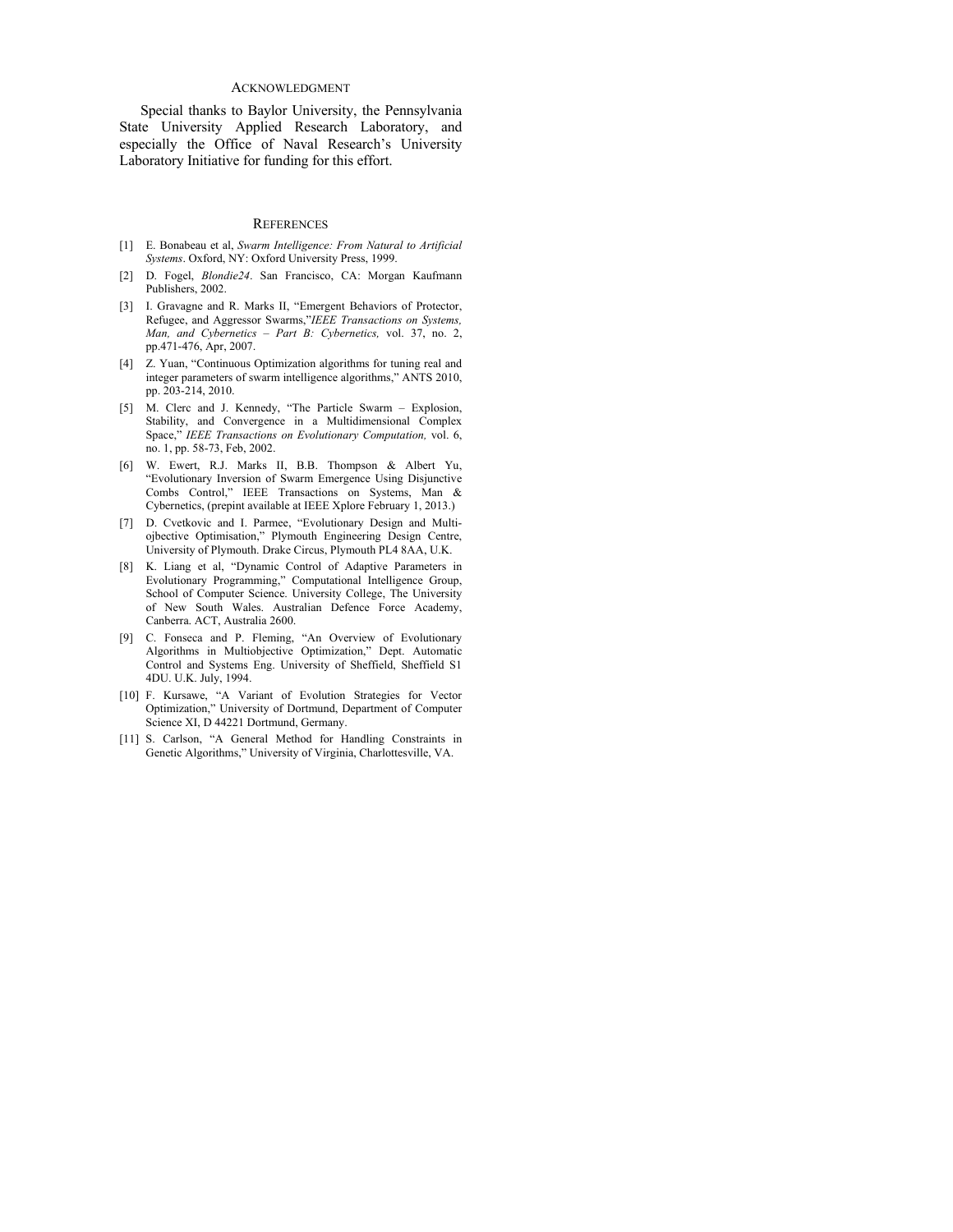## Acknowledgment

Special thanks to Baylor University, the Pennsylvania State University Applied Research Laboratory, and especially the Office of Naval Research's University Laboratory Initiative for funding for this effort.

## References

[1] E. Bonabeau et al, *Swarm Intelligence: From Natural to Artificial Systems*. Oxford, NY: Oxford University Press, 1999.

[2] D. Fogel, *Blondie24*. San Francisco, CA: Morgan Kaufmann Publishers, 2002.

[3] I. Gravagne and R. Marks II, "Emergent Behaviors of Protector, Refugee, and Aggressor Swarms,"*IEEE Transactions on Systems, Man, and Cybernetics – Part B: Cybernetics,* vol. 37, no. 2, pp.471-476, Apr, 2007.

[4] Z. Yuan, "Continuous Optimization algorithms for tuning real and integer parameters of swarm intelligence algorithms," ANTS 2010, pp. 203-214, 2010.

[5] M. Clerc and J. Kennedy, "The Particle Swarm – Explosion, Stability, and Convergence in a Multidimensional Complex Space," *IEEE Transactions on Evolutionary Computation,* vol. 6, no. 1, pp. 58-73, Feb, 2002.

[6] W. Ewert, R.J. Marks II, B.B. Thompson & Albert Yu, "Evolutionary Inversion of Swarm Emergence Using Disjunctive Combs Control," IEEE Transactions on Systems, Man & Cybernetics, (prepint available at IEEE Xplore February 1, 2013.)

[7] D. Cvetkovic and I. Parmee, "Evolutionary Design and Multi-ojbective Optimisation," Plymouth Engineering Design Centre, University of Plymouth. Drake Circus, Plymouth PL4 8AA, U.K.

[8] K. Liang et al, "Dynamic Control of Adaptive Parameters in Evolutionary Programming," Computational Intelligence Group, School of Computer Science. University College, The University of New South Wales. Australian Defence Force Academy, Canberra. ACT, Australia 2600.

[9] C. Fonseca and P. Fleming, "An Overview of Evolutionary Algorithms in Multiobjective Optimization," Dept. Automatic Control and Systems Eng. University of Sheffield, Sheffield S1 4DU. U.K. July, 1994.

[10] F. Kursawe, "A Variant of Evolution Strategies for Vector Optimization," University of Dortmund, Department of Computer Science XI, D 44221 Dortmund, Germany.

[11] S. Carlson, "A General Method for Handling Constraints in Genetic Algorithms," University of Virginia, Charlottesville, VA.